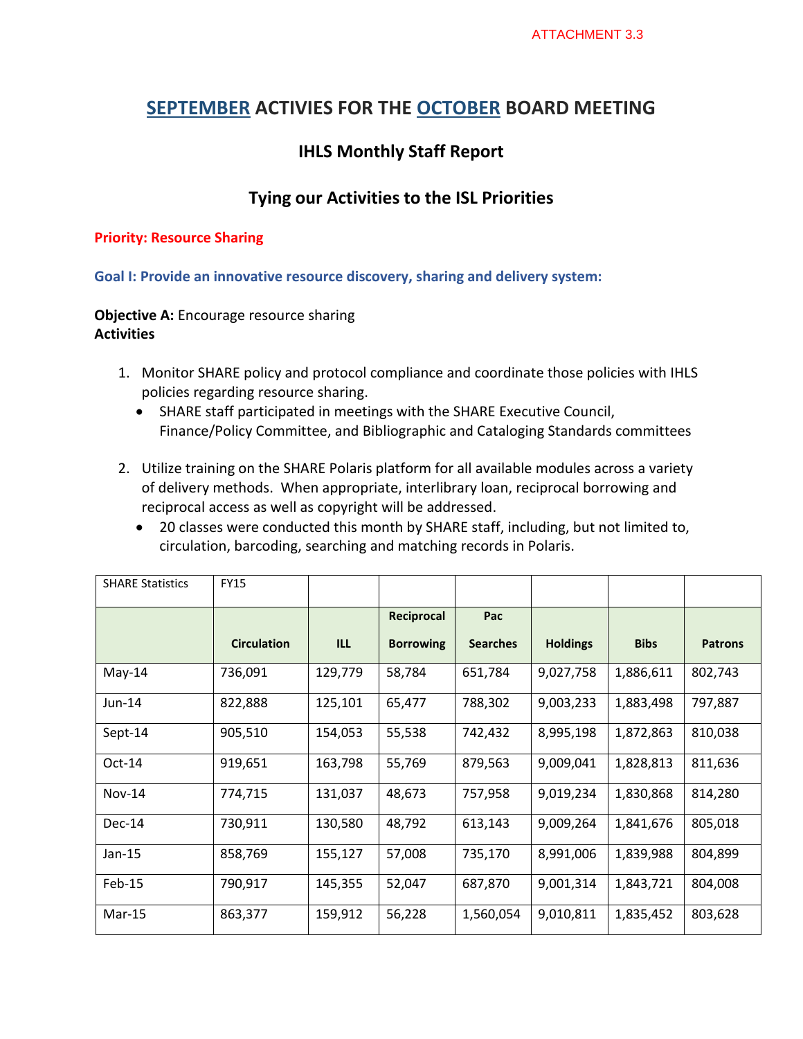ATTACHMENT 3.3

# SEPTEMBER ACTIVIES FOR THE OCTOBER BOARD MEETING

## IHLS Monthly Staff Report

## Tying our Activities to the ISL Priorities

**Priority: Resource Sharing**

**Goal I: Provide an innovative resource discovery, sharing and delivery system:**

**Objective A:** Encourage resource sharing
**Activities**

1. Monitor SHARE policy and protocol compliance and coordinate those policies with IHLS policies regarding resource sharing.
   - SHARE staff participated in meetings with the SHARE Executive Council, Finance/Policy Committee, and Bibliographic and Cataloging Standards committees

2. Utilize training on the SHARE Polaris platform for all available modules across a variety of delivery methods. When appropriate, interlibrary loan, reciprocal borrowing and reciprocal access as well as copyright will be addressed.
   - 20 classes were conducted this month by SHARE staff, including, but not limited to, circulation, barcoding, searching and matching records in Polaris.

| SHARE Statistics | FY15 | | | | | | |
|---|---|---|---|---|---|---|---|
| | Circulation | ILL | Reciprocal Borrowing | Pac Searches | Holdings | Bibs | Patrons |
| May-14 | 736,091 | 129,779 | 58,784 | 651,784 | 9,027,758 | 1,886,611 | 802,743 |
| Jun-14 | 822,888 | 125,101 | 65,477 | 788,302 | 9,003,233 | 1,883,498 | 797,887 |
| Sept-14 | 905,510 | 154,053 | 55,538 | 742,432 | 8,995,198 | 1,872,863 | 810,038 |
| Oct-14 | 919,651 | 163,798 | 55,769 | 879,563 | 9,009,041 | 1,828,813 | 811,636 |
| Nov-14 | 774,715 | 131,037 | 48,673 | 757,958 | 9,019,234 | 1,830,868 | 814,280 |
| Dec-14 | 730,911 | 130,580 | 48,792 | 613,143 | 9,009,264 | 1,841,676 | 805,018 |
| Jan-15 | 858,769 | 155,127 | 57,008 | 735,170 | 8,991,006 | 1,839,988 | 804,899 |
| Feb-15 | 790,917 | 145,355 | 52,047 | 687,870 | 9,001,314 | 1,843,721 | 804,008 |
| Mar-15 | 863,377 | 159,912 | 56,228 | 1,560,054 | 9,010,811 | 1,835,452 | 803,628 |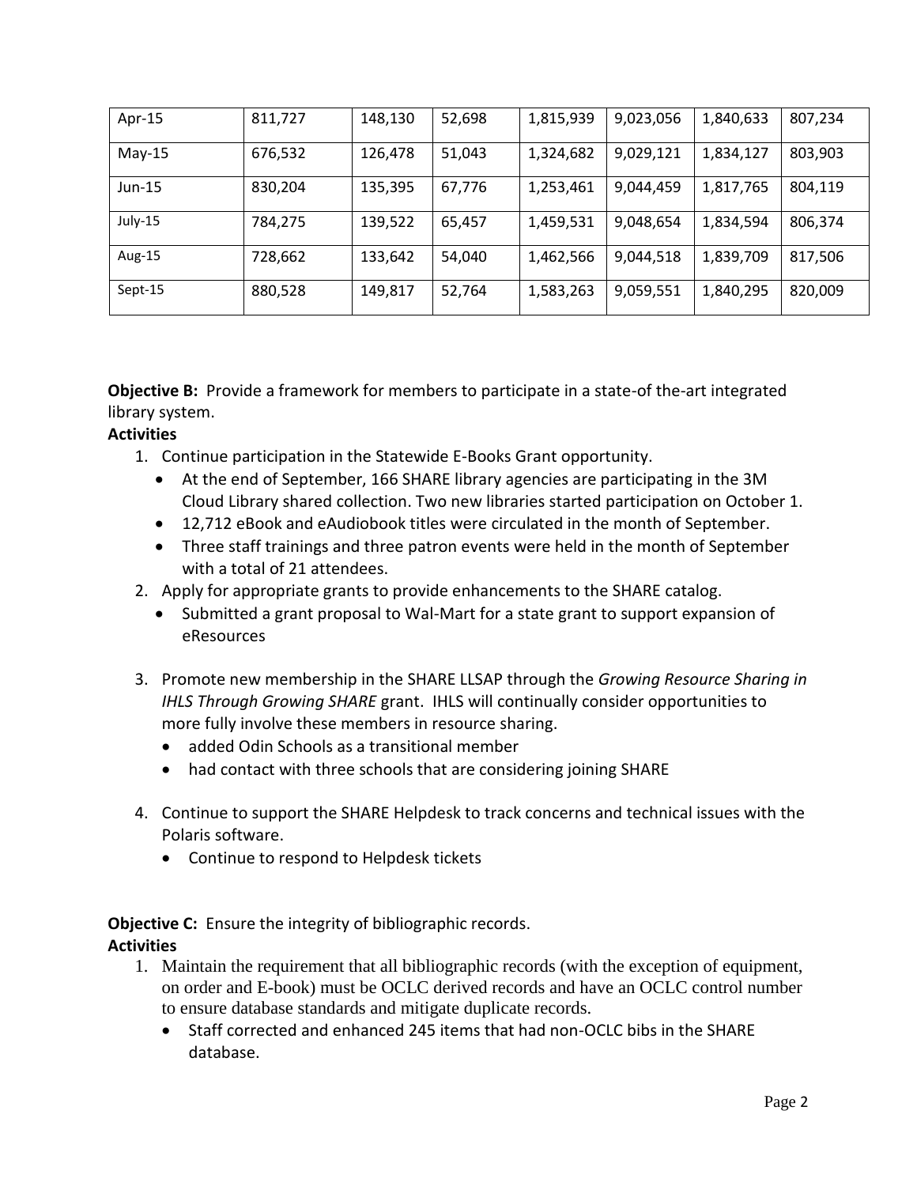| Apr-15 | 811,727 | 148,130 | 52,698 | 1,815,939 | 9,023,056 | 1,840,633 | 807,234 |
|---|---|---|---|---|---|---|---|
| May-15 | 676,532 | 126,478 | 51,043 | 1,324,682 | 9,029,121 | 1,834,127 | 803,903 |
| Jun-15 | 830,204 | 135,395 | 67,776 | 1,253,461 | 9,044,459 | 1,817,765 | 804,119 |
| July-15 | 784,275 | 139,522 | 65,457 | 1,459,531 | 9,048,654 | 1,834,594 | 806,374 |
| Aug-15 | 728,662 | 133,642 | 54,040 | 1,462,566 | 9,044,518 | 1,839,709 | 817,506 |
| Sept-15 | 880,528 | 149,817 | 52,764 | 1,583,263 | 9,059,551 | 1,840,295 | 820,009 |

**Objective B:** Provide a framework for members to participate in a state-of the-art integrated library system.

**Activities**

1. Continue participation in the Statewide E-Books Grant opportunity.
   - At the end of September, 166 SHARE library agencies are participating in the 3M Cloud Library shared collection. Two new libraries started participation on October 1.
   - 12,712 eBook and eAudiobook titles were circulated in the month of September.
   - Three staff trainings and three patron events were held in the month of September with a total of 21 attendees.
2. Apply for appropriate grants to provide enhancements to the SHARE catalog.
   - Submitted a grant proposal to Wal-Mart for a state grant to support expansion of eResources
3. Promote new membership in the SHARE LLSAP through the *Growing Resource Sharing in IHLS Through Growing SHARE* grant. IHLS will continually consider opportunities to more fully involve these members in resource sharing.
   - added Odin Schools as a transitional member
   - had contact with three schools that are considering joining SHARE
4. Continue to support the SHARE Helpdesk to track concerns and technical issues with the Polaris software.
   - Continue to respond to Helpdesk tickets

**Objective C:** Ensure the integrity of bibliographic records.

**Activities**

1. Maintain the requirement that all bibliographic records (with the exception of equipment, on order and E-book) must be OCLC derived records and have an OCLC control number to ensure database standards and mitigate duplicate records.
   - Staff corrected and enhanced 245 items that had non-OCLC bibs in the SHARE database.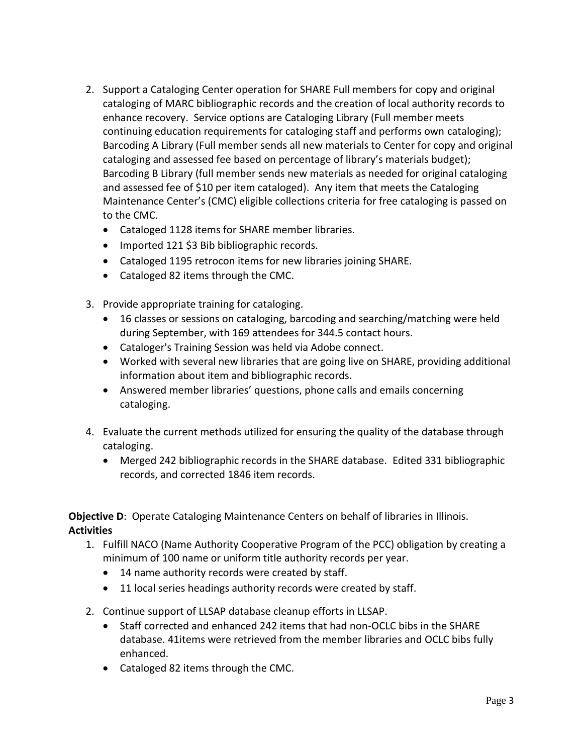2. Support a Cataloging Center operation for SHARE Full members for copy and original cataloging of MARC bibliographic records and the creation of local authority records to enhance recovery. Service options are Cataloging Library (Full member meets continuing education requirements for cataloging staff and performs own cataloging); Barcoding A Library (Full member sends all new materials to Center for copy and original cataloging and assessed fee based on percentage of library's materials budget); Barcoding B Library (full member sends new materials as needed for original cataloging and assessed fee of $10 per item cataloged). Any item that meets the Cataloging Maintenance Center's (CMC) eligible collections criteria for free cataloging is passed on to the CMC.
   - Cataloged 1128 items for SHARE member libraries.
   - Imported 121 $3 Bib bibliographic records.
   - Cataloged 1195 retrocon items for new libraries joining SHARE.
   - Cataloged 82 items through the CMC.

3. Provide appropriate training for cataloging.
   - 16 classes or sessions on cataloging, barcoding and searching/matching were held during September, with 169 attendees for 344.5 contact hours.
   - Cataloger's Training Session was held via Adobe connect.
   - Worked with several new libraries that are going live on SHARE, providing additional information about item and bibliographic records.
   - Answered member libraries' questions, phone calls and emails concerning cataloging.

4. Evaluate the current methods utilized for ensuring the quality of the database through cataloging.
   - Merged 242 bibliographic records in the SHARE database. Edited 331 bibliographic records, and corrected 1846 item records.

**Objective D**: Operate Cataloging Maintenance Centers on behalf of libraries in Illinois.

**Activities**

1. Fulfill NACO (Name Authority Cooperative Program of the PCC) obligation by creating a minimum of 100 name or uniform title authority records per year.
   - 14 name authority records were created by staff.
   - 11 local series headings authority records were created by staff.

2. Continue support of LLSAP database cleanup efforts in LLSAP.
   - Staff corrected and enhanced 242 items that had non-OCLC bibs in the SHARE database. 41items were retrieved from the member libraries and OCLC bibs fully enhanced.
   - Cataloged 82 items through the CMC.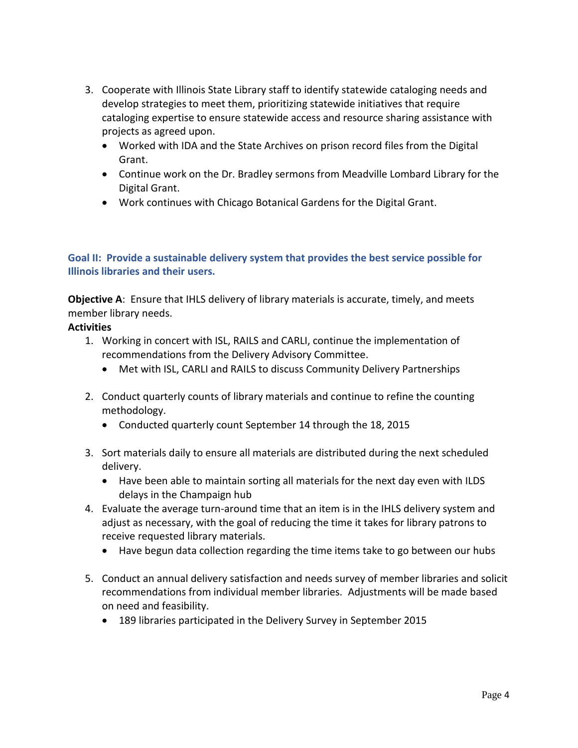3. Cooperate with Illinois State Library staff to identify statewide cataloging needs and develop strategies to meet them, prioritizing statewide initiatives that require cataloging expertise to ensure statewide access and resource sharing assistance with projects as agreed upon.
    - Worked with IDA and the State Archives on prison record files from the Digital Grant.
    - Continue work on the Dr. Bradley sermons from Meadville Lombard Library for the Digital Grant.
    - Work continues with Chicago Botanical Gardens for the Digital Grant.

### Goal II: Provide a sustainable delivery system that provides the best service possible for Illinois libraries and their users.

**Objective A**: Ensure that IHLS delivery of library materials is accurate, timely, and meets member library needs.

**Activities**

1. Working in concert with ISL, RAILS and CARLI, continue the implementation of recommendations from the Delivery Advisory Committee.
    - Met with ISL, CARLI and RAILS to discuss Community Delivery Partnerships

2. Conduct quarterly counts of library materials and continue to refine the counting methodology.
    - Conducted quarterly count September 14 through the 18, 2015

3. Sort materials daily to ensure all materials are distributed during the next scheduled delivery.
    - Have been able to maintain sorting all materials for the next day even with ILDS delays in the Champaign hub

4. Evaluate the average turn-around time that an item is in the IHLS delivery system and adjust as necessary, with the goal of reducing the time it takes for library patrons to receive requested library materials.
    - Have begun data collection regarding the time items take to go between our hubs

5. Conduct an annual delivery satisfaction and needs survey of member libraries and solicit recommendations from individual member libraries. Adjustments will be made based on need and feasibility.
    - 189 libraries participated in the Delivery Survey in September 2015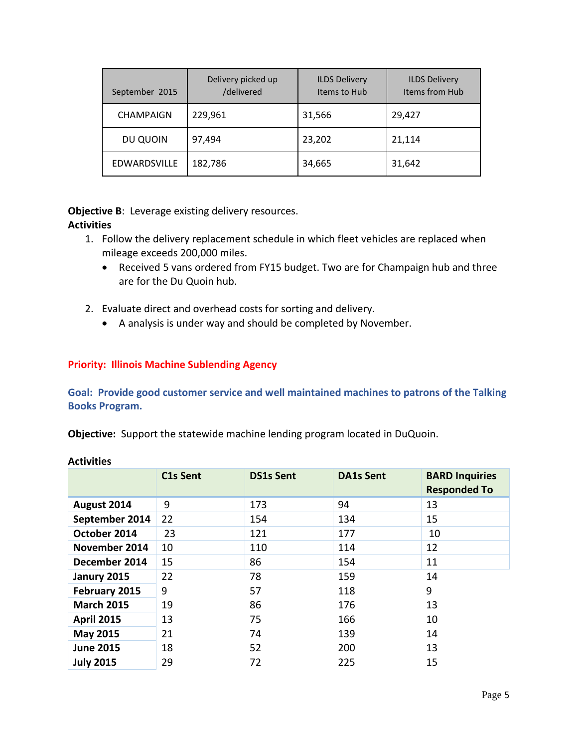| September 2015 | Delivery picked up /delivered | ILDS Delivery Items to Hub | ILDS Delivery Items from Hub |
|---|---|---|---|
| CHAMPAIGN | 229,961 | 31,566 | 29,427 |
| DU QUOIN | 97,494 | 23,202 | 21,114 |
| EDWARDSVILLE | 182,786 | 34,665 | 31,642 |

**Objective B**: Leverage existing delivery resources.
**Activities**

1. Follow the delivery replacement schedule in which fleet vehicles are replaced when mileage exceeds 200,000 miles.
   - Received 5 vans ordered from FY15 budget. Two are for Champaign hub and three are for the Du Quoin hub.

2. Evaluate direct and overhead costs for sorting and delivery.
   - A analysis is under way and should be completed by November.

## Priority: Illinois Machine Sublending Agency

### Goal: Provide good customer service and well maintained machines to patrons of the Talking Books Program.

**Objective:** Support the statewide machine lending program located in DuQuoin.

**Activities**

| | C1s Sent | DS1s Sent | DA1s Sent | BARD Inquiries Responded To |
|---|---|---|---|---|
| **August 2014** | 9 | 173 | 94 | 13 |
| **September 2014** | 22 | 154 | 134 | 15 |
| **October 2014** | 23 | 121 | 177 | 10 |
| **November 2014** | 10 | 110 | 114 | 12 |
| **December 2014** | 15 | 86 | 154 | 11 |
| **Janury 2015** | 22 | 78 | 159 | 14 |
| **February 2015** | 9 | 57 | 118 | 9 |
| **March 2015** | 19 | 86 | 176 | 13 |
| **April 2015** | 13 | 75 | 166 | 10 |
| **May 2015** | 21 | 74 | 139 | 14 |
| **June 2015** | 18 | 52 | 200 | 13 |
| **July 2015** | 29 | 72 | 225 | 15 |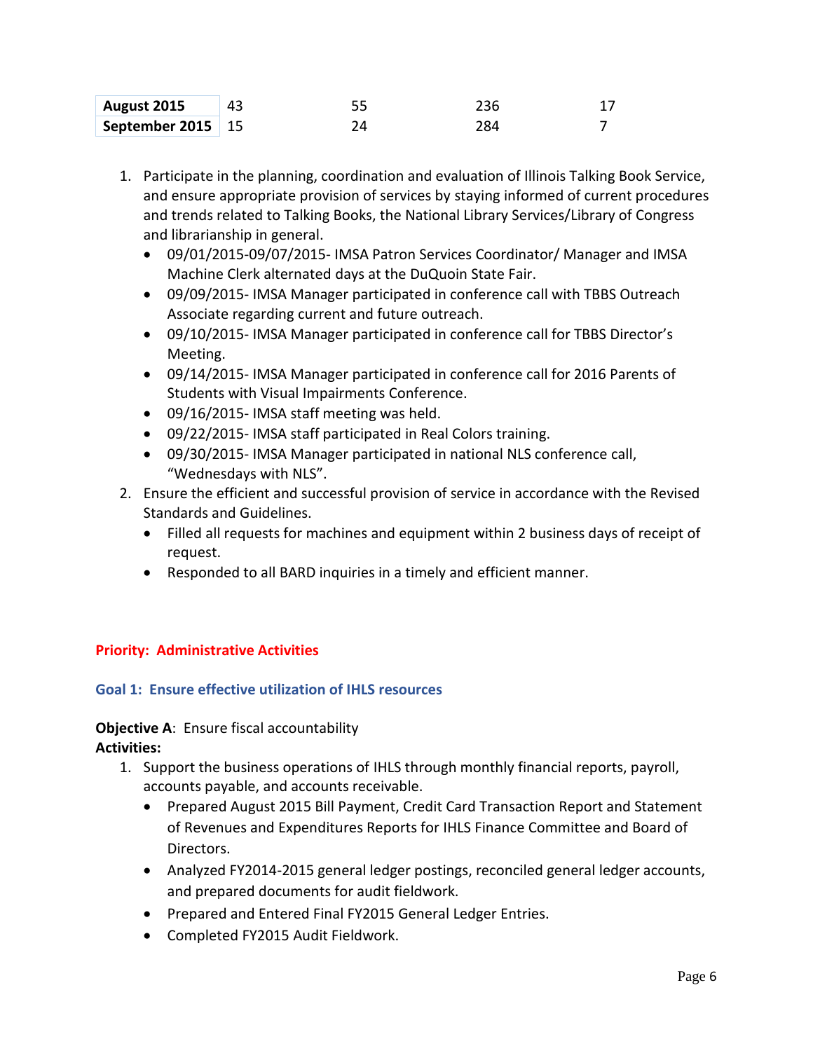| | | | | |
|---|---|---|---|---|
| **August 2015** | 43 | 55 | 236 | 17 |
| **September 2015** | 15 | 24 | 284 | 7 |

1. Participate in the planning, coordination and evaluation of Illinois Talking Book Service, and ensure appropriate provision of services by staying informed of current procedures and trends related to Talking Books, the National Library Services/Library of Congress and librarianship in general.
   - 09/01/2015-09/07/2015- IMSA Patron Services Coordinator/ Manager and IMSA Machine Clerk alternated days at the DuQuoin State Fair.
   - 09/09/2015- IMSA Manager participated in conference call with TBBS Outreach Associate regarding current and future outreach.
   - 09/10/2015- IMSA Manager participated in conference call for TBBS Director's Meeting.
   - 09/14/2015- IMSA Manager participated in conference call for 2016 Parents of Students with Visual Impairments Conference.
   - 09/16/2015- IMSA staff meeting was held.
   - 09/22/2015- IMSA staff participated in Real Colors training.
   - 09/30/2015- IMSA Manager participated in national NLS conference call, "Wednesdays with NLS".
2. Ensure the efficient and successful provision of service in accordance with the Revised Standards and Guidelines.
   - Filled all requests for machines and equipment within 2 business days of receipt of request.
   - Responded to all BARD inquiries in a timely and efficient manner.

## Priority: Administrative Activities

### Goal 1: Ensure effective utilization of IHLS resources

**Objective A**: Ensure fiscal accountability
**Activities:**

1. Support the business operations of IHLS through monthly financial reports, payroll, accounts payable, and accounts receivable.
   - Prepared August 2015 Bill Payment, Credit Card Transaction Report and Statement of Revenues and Expenditures Reports for IHLS Finance Committee and Board of Directors.
   - Analyzed FY2014-2015 general ledger postings, reconciled general ledger accounts, and prepared documents for audit fieldwork.
   - Prepared and Entered Final FY2015 General Ledger Entries.
   - Completed FY2015 Audit Fieldwork.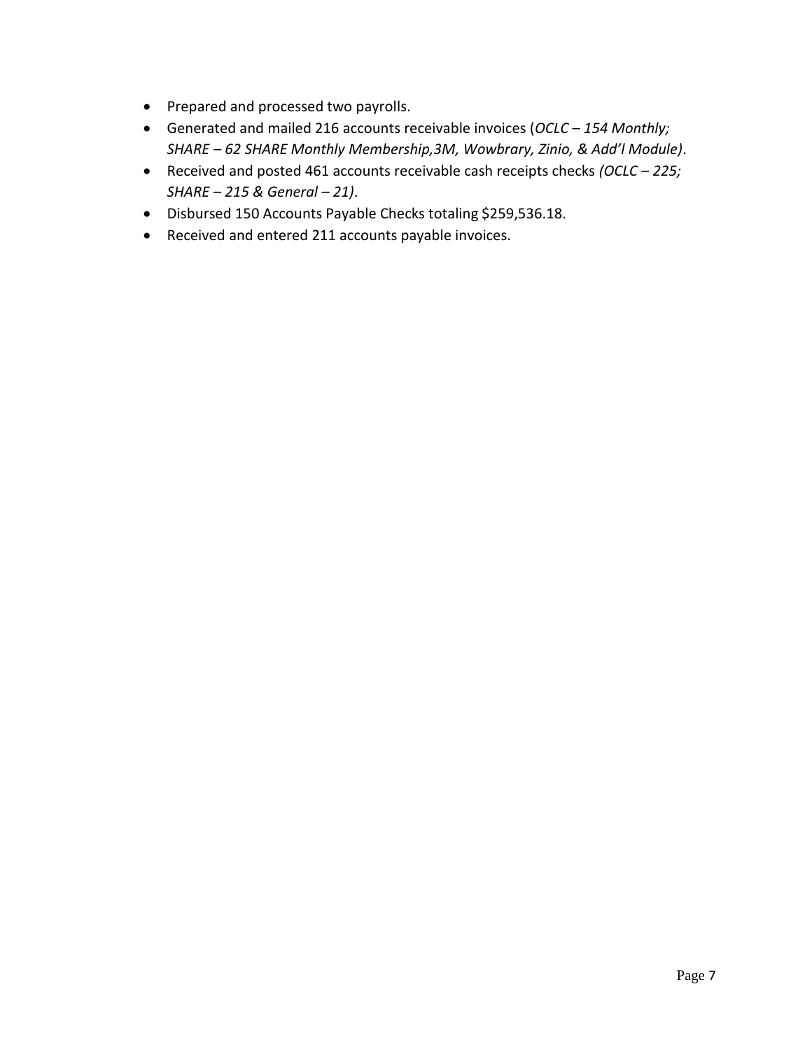- Prepared and processed two payrolls.
- Generated and mailed 216 accounts receivable invoices (*OCLC – 154 Monthly; SHARE – 62 SHARE Monthly Membership,3M, Wowbrary, Zinio, & Add'l Module)*.
- Received and posted 461 accounts receivable cash receipts checks *(OCLC – 225; SHARE – 215 & General – 21)*.
- Disbursed 150 Accounts Payable Checks totaling $259,536.18.
- Received and entered 211 accounts payable invoices.